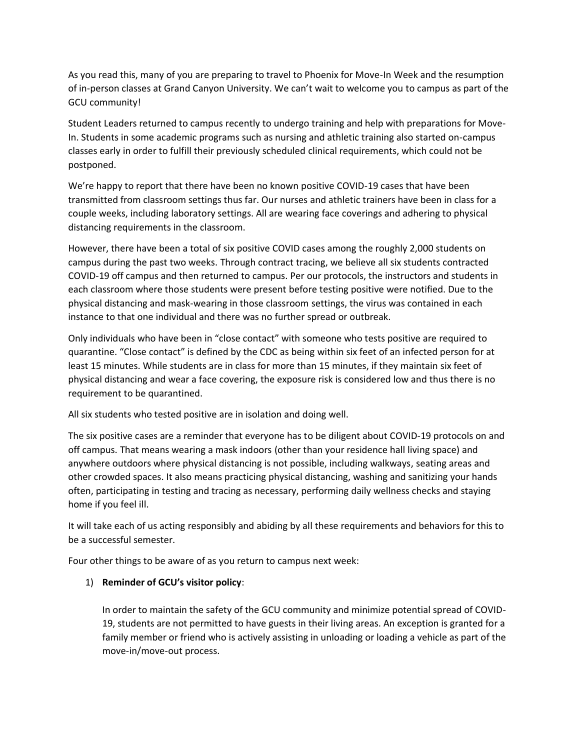As you read this, many of you are preparing to travel to Phoenix for Move-In Week and the resumption of in-person classes at Grand Canyon University. We can't wait to welcome you to campus as part of the GCU community!

Student Leaders returned to campus recently to undergo training and help with preparations for Move-In. Students in some academic programs such as nursing and athletic training also started on-campus classes early in order to fulfill their previously scheduled clinical requirements, which could not be postponed.

We're happy to report that there have been no known positive COVID-19 cases that have been transmitted from classroom settings thus far. Our nurses and athletic trainers have been in class for a couple weeks, including laboratory settings. All are wearing face coverings and adhering to physical distancing requirements in the classroom.

However, there have been a total of six positive COVID cases among the roughly 2,000 students on campus during the past two weeks. Through contract tracing, we believe all six students contracted COVID-19 off campus and then returned to campus. Per our protocols, the instructors and students in each classroom where those students were present before testing positive were notified. Due to the physical distancing and mask-wearing in those classroom settings, the virus was contained in each instance to that one individual and there was no further spread or outbreak.

Only individuals who have been in "close contact" with someone who tests positive are required to quarantine. "Close contact" is defined by the CDC as being within six feet of an infected person for at least 15 minutes. While students are in class for more than 15 minutes, if they maintain six feet of physical distancing and wear a face covering, the exposure risk is considered low and thus there is no requirement to be quarantined.

All six students who tested positive are in isolation and doing well.

The six positive cases are a reminder that everyone has to be diligent about COVID-19 protocols on and off campus. That means wearing a mask indoors (other than your residence hall living space) and anywhere outdoors where physical distancing is not possible, including walkways, seating areas and other crowded spaces. It also means practicing physical distancing, washing and sanitizing your hands often, participating in testing and tracing as necessary, performing daily wellness checks and staying home if you feel ill.

It will take each of us acting responsibly and abiding by all these requirements and behaviors for this to be a successful semester.

Four other things to be aware of as you return to campus next week:

1) **Reminder of GCU's visitor policy**:

   In order to maintain the safety of the GCU community and minimize potential spread of COVID-19, students are not permitted to have guests in their living areas. An exception is granted for a family member or friend who is actively assisting in unloading or loading a vehicle as part of the move-in/move-out process.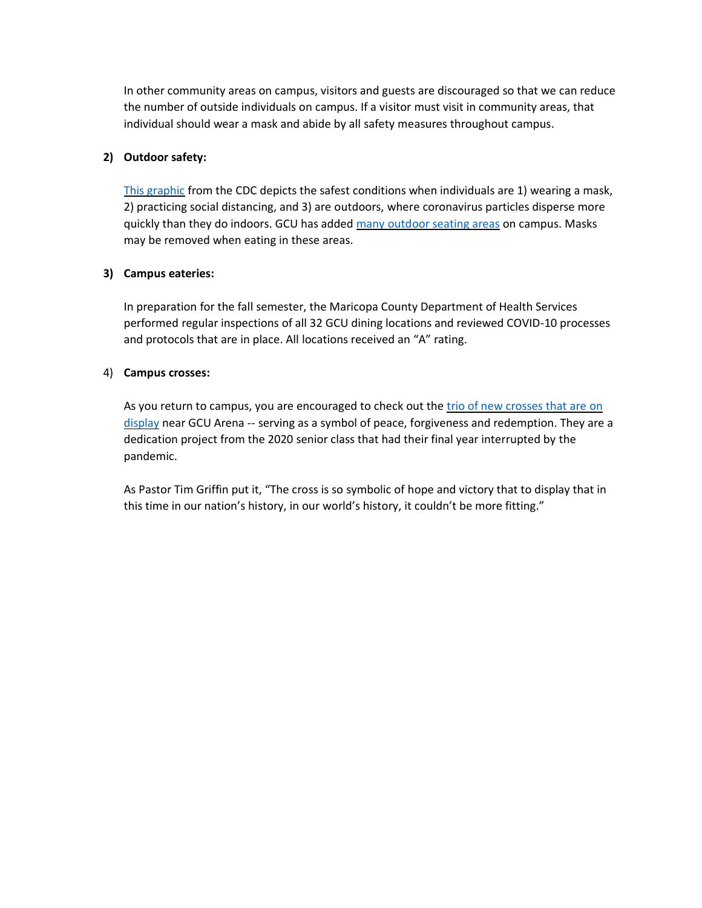In other community areas on campus, visitors and guests are discouraged so that we can reduce the number of outside individuals on campus. If a visitor must visit in community areas, that individual should wear a mask and abide by all safety measures throughout campus.

**2) Outdoor safety:**

This graphic from the CDC depicts the safest conditions when individuals are 1) wearing a mask, 2) practicing social distancing, and 3) are outdoors, where coronavirus particles disperse more quickly than they do indoors. GCU has added many outdoor seating areas on campus. Masks may be removed when eating in these areas.

**3) Campus eateries:**

In preparation for the fall semester, the Maricopa County Department of Health Services performed regular inspections of all 32 GCU dining locations and reviewed COVID-10 processes and protocols that are in place. All locations received an "A" rating.

4) **Campus crosses:**

As you return to campus, you are encouraged to check out the trio of new crosses that are on display near GCU Arena -- serving as a symbol of peace, forgiveness and redemption. They are a dedication project from the 2020 senior class that had their final year interrupted by the pandemic.

As Pastor Tim Griffin put it, "The cross is so symbolic of hope and victory that to display that in this time in our nation's history, in our world's history, it couldn't be more fitting."